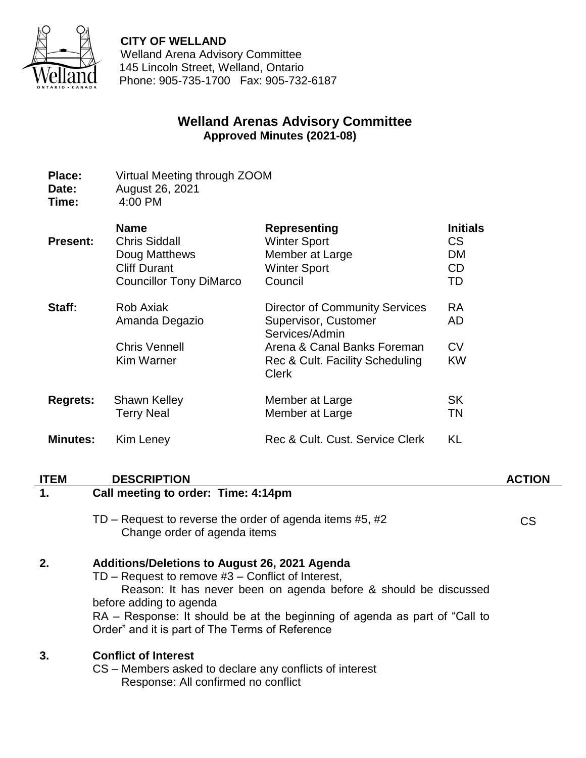**CITY OF WELLAND**
Welland Arena Advisory Committee
145 Lincoln Street, Welland, Ontario
Phone: 905-735-1700 Fax: 905-732-6187

# Welland Arenas Advisory Committee

## Approved Minutes (2021-08)

**Place:** Virtual Meeting through ZOOM
**Date:** August 26, 2021
**Time:** 4:00 PM

| | Name | Representing | Initials |
|---|---|---|---|
| **Present:** | Chris Siddall | Winter Sport | CS |
| | Doug Matthews | Member at Large | DM |
| | Cliff Durant | Winter Sport | CD |
| | Councillor Tony DiMarco | Council | TD |
| **Staff:** | Rob Axiak | Director of Community Services | RA |
| | Amanda Degazio | Supervisor, Customer Services/Admin | AD |
| | Chris Vennell | Arena & Canal Banks Foreman | CV |
| | Kim Warner | Rec & Cult. Facility Scheduling Clerk | KW |
| **Regrets:** | Shawn Kelley | Member at Large | SK |
| | Terry Neal | Member at Large | TN |
| **Minutes:** | Kim Leney | Rec & Cult. Cust. Service Clerk | KL |

| ITEM | DESCRIPTION | ACTION |
|---|---|---|
| 1. | **Call meeting to order: Time: 4:14pm**<br><br>TD – Request to reverse the order of agenda items #5, #2<br>Change order of agenda items | CS |
| 2. | **Additions/Deletions to August 26, 2021 Agenda**<br>TD – Request to remove #3 – Conflict of Interest,<br>Reason: It has never been on agenda before & should be discussed before adding to agenda<br>RA – Response: It should be at the beginning of agenda as part of "Call to Order" and it is part of The Terms of Reference | |
| 3. | **Conflict of Interest**<br>CS – Members asked to declare any conflicts of interest<br>Response: All confirmed no conflict | |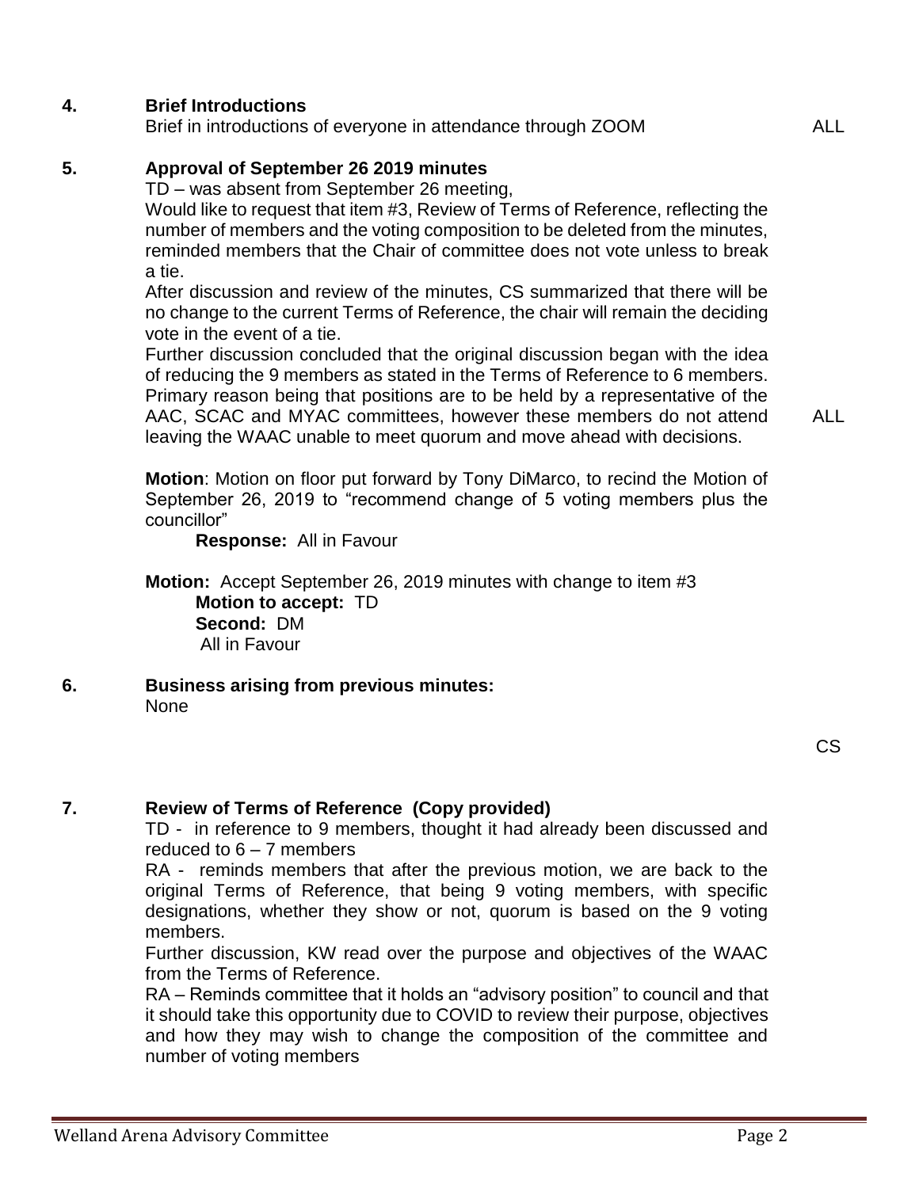**4. Brief Introductions**

Brief in introductions of everyone in attendance through ZOOM — ALL

**5. Approval of September 26 2019 minutes**

TD – was absent from September 26 meeting,

Would like to request that item #3, Review of Terms of Reference, reflecting the number of members and the voting composition to be deleted from the minutes, reminded members that the Chair of committee does not vote unless to break a tie.

After discussion and review of the minutes, CS summarized that there will be no change to the current Terms of Reference, the chair will remain the deciding vote in the event of a tie.

Further discussion concluded that the original discussion began with the idea of reducing the 9 members as stated in the Terms of Reference to 6 members. Primary reason being that positions are to be held by a representative of the AAC, SCAC and MYAC committees, however these members do not attend leaving the WAAC unable to meet quorum and move ahead with decisions. — ALL

**Motion**: Motion on floor put forward by Tony DiMarco, to recind the Motion of September 26, 2019 to "recommend change of 5 voting members plus the councillor"

**Response:** All in Favour

**Motion:** Accept September 26, 2019 minutes with change to item #3

**Motion to accept:** TD

**Second:** DM

All in Favour

**6. Business arising from previous minutes:**

None

CS

**7. Review of Terms of Reference (Copy provided)**

TD - in reference to 9 members, thought it had already been discussed and reduced to 6 – 7 members

RA - reminds members that after the previous motion, we are back to the original Terms of Reference, that being 9 voting members, with specific designations, whether they show or not, quorum is based on the 9 voting members.

Further discussion, KW read over the purpose and objectives of the WAAC from the Terms of Reference.

RA – Reminds committee that it holds an "advisory position" to council and that it should take this opportunity due to COVID to review their purpose, objectives and how they may wish to change the composition of the committee and number of voting members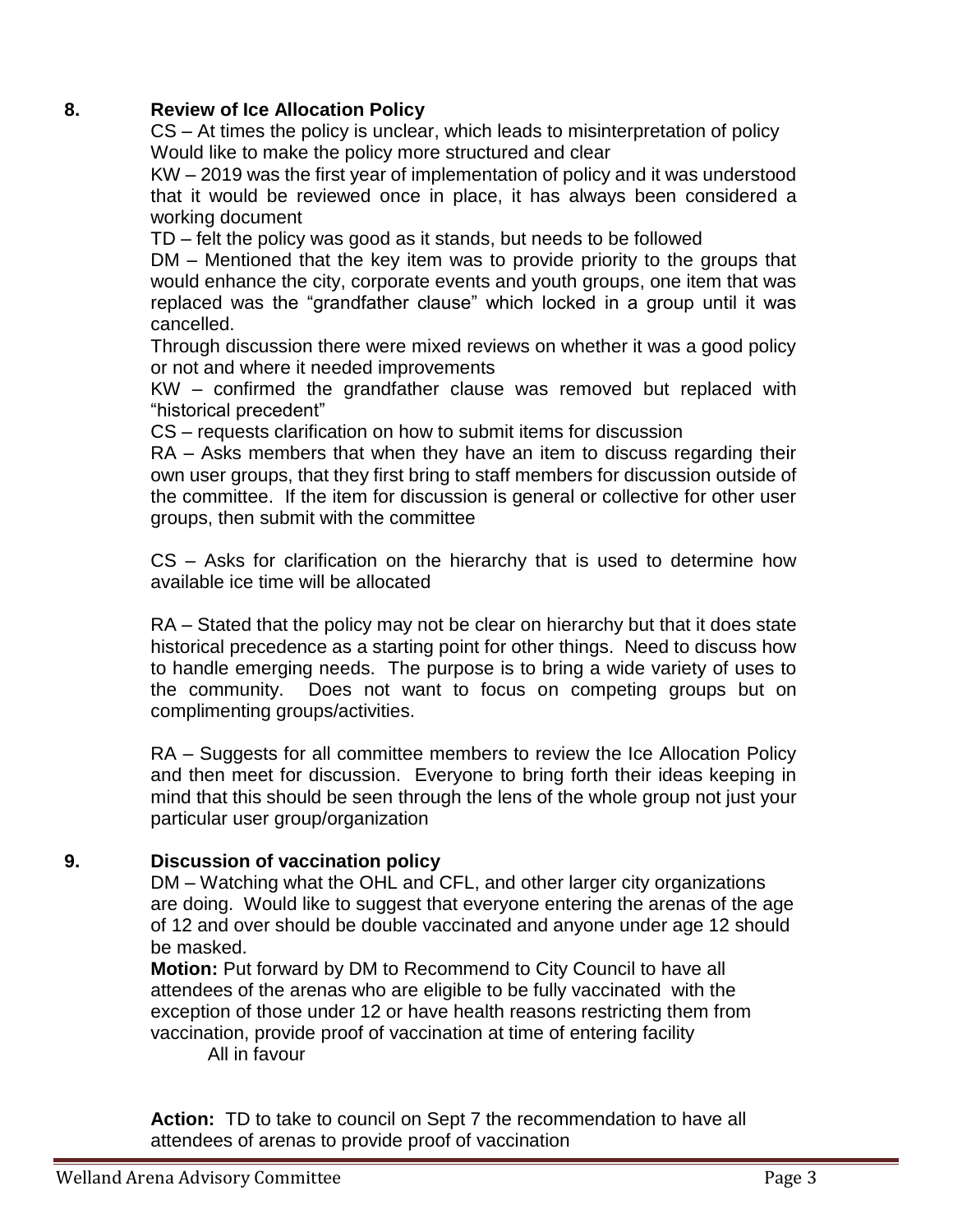## 8. Review of Ice Allocation Policy

CS – At times the policy is unclear, which leads to misinterpretation of policy
Would like to make the policy more structured and clear

KW – 2019 was the first year of implementation of policy and it was understood that it would be reviewed once in place, it has always been considered a working document

TD – felt the policy was good as it stands, but needs to be followed

DM – Mentioned that the key item was to provide priority to the groups that would enhance the city, corporate events and youth groups, one item that was replaced was the "grandfather clause" which locked in a group until it was cancelled.

Through discussion there were mixed reviews on whether it was a good policy or not and where it needed improvements

KW – confirmed the grandfather clause was removed but replaced with "historical precedent"

CS – requests clarification on how to submit items for discussion

RA – Asks members that when they have an item to discuss regarding their own user groups, that they first bring to staff members for discussion outside of the committee. If the item for discussion is general or collective for other user groups, then submit with the committee

CS – Asks for clarification on the hierarchy that is used to determine how available ice time will be allocated

RA – Stated that the policy may not be clear on hierarchy but that it does state historical precedence as a starting point for other things. Need to discuss how to handle emerging needs. The purpose is to bring a wide variety of uses to the community. Does not want to focus on competing groups but on complimenting groups/activities.

RA – Suggests for all committee members to review the Ice Allocation Policy and then meet for discussion. Everyone to bring forth their ideas keeping in mind that this should be seen through the lens of the whole group not just your particular user group/organization

## 9. Discussion of vaccination policy

DM – Watching what the OHL and CFL, and other larger city organizations are doing. Would like to suggest that everyone entering the arenas of the age of 12 and over should be double vaccinated and anyone under age 12 should be masked.

**Motion:** Put forward by DM to Recommend to City Council to have all attendees of the arenas who are eligible to be fully vaccinated with the exception of those under 12 or have health reasons restricting them from vaccination, provide proof of vaccination at time of entering facility

All in favour

**Action:** TD to take to council on Sept 7 the recommendation to have all attendees of arenas to provide proof of vaccination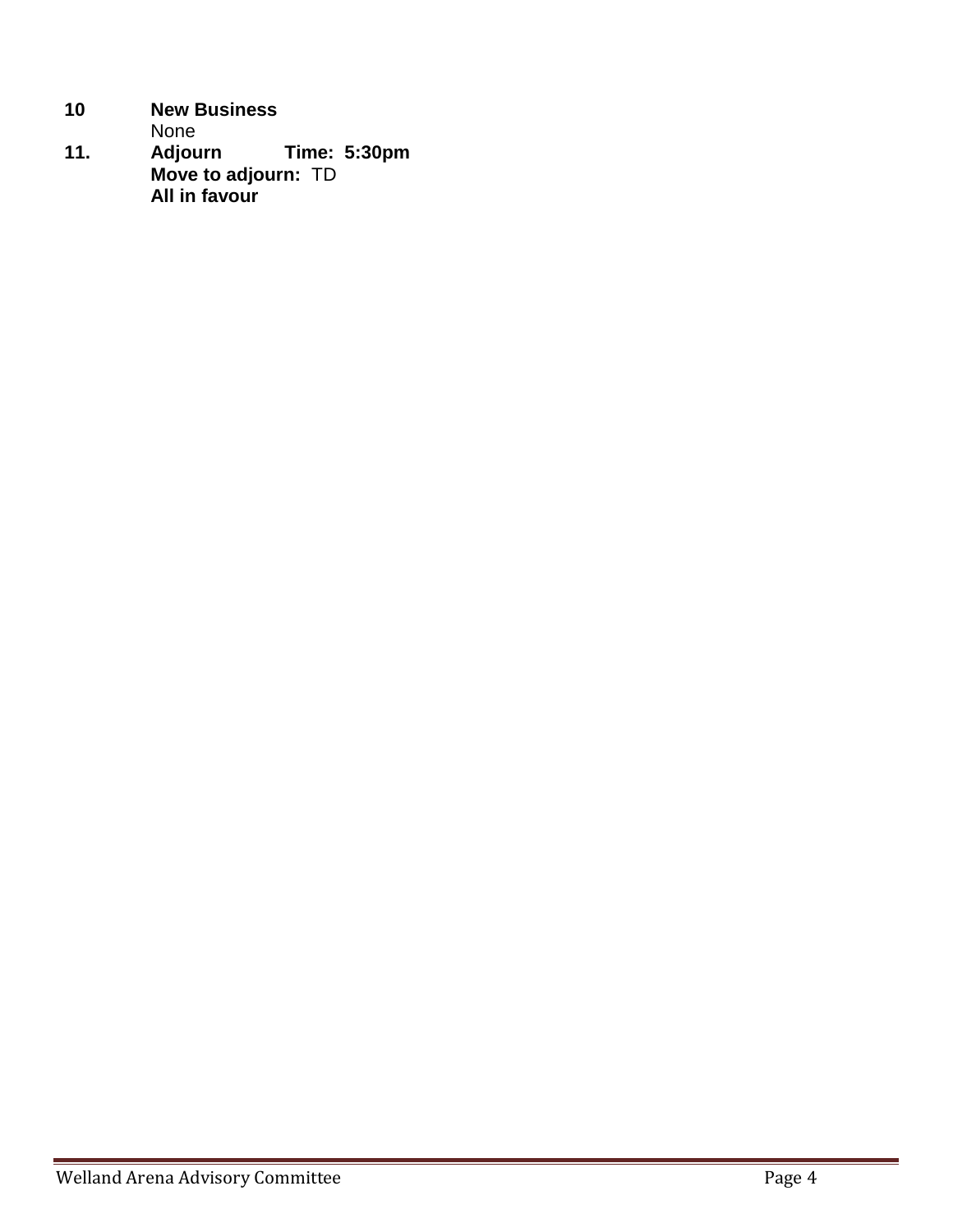**10 New Business**

None

**11. Adjourn Time: 5:30pm**

**Move to adjourn:** TD

**All in favour**